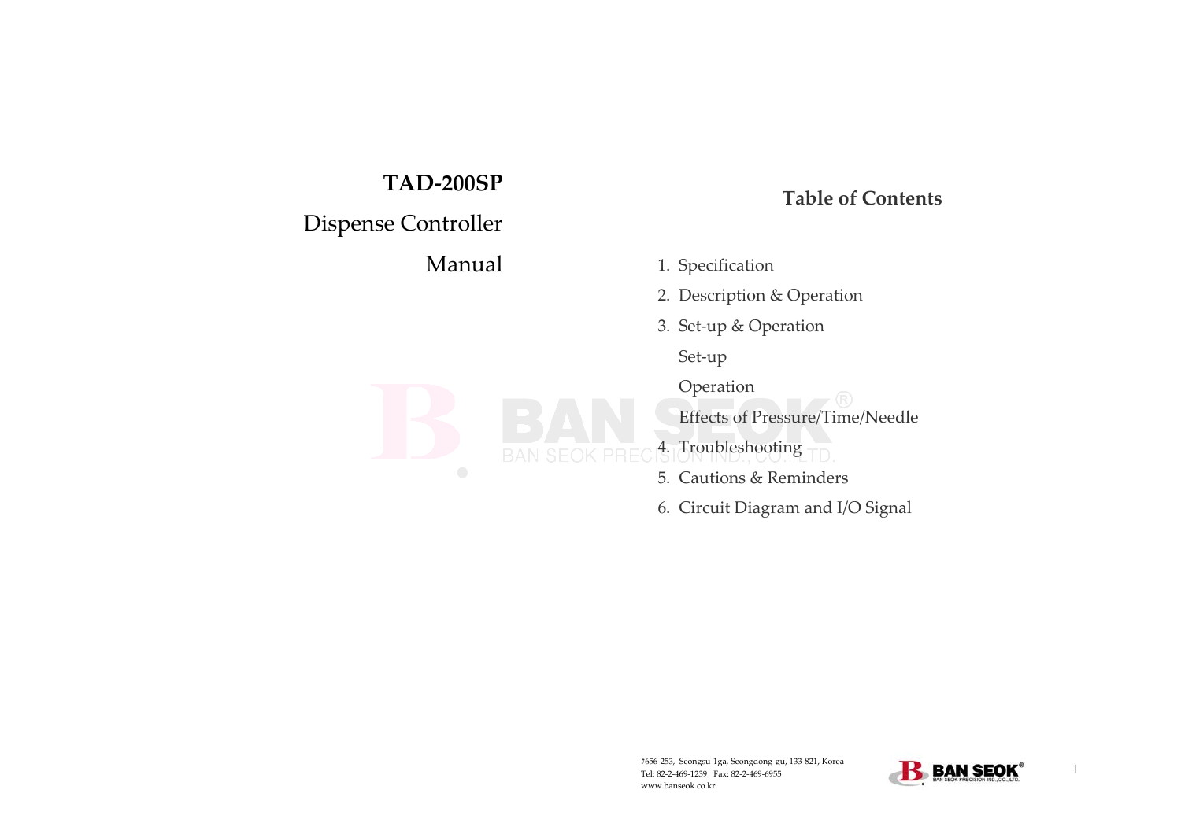# TAD-200SP

Dispense Controller

Manual

## Table of Contents

1. Specification
2. Description & Operation
3. Set-up & Operation
   - Set-up
   - Operation
   - Effects of Pressure/Time/Needle
4. Troubleshooting
5. Cautions & Reminders
6. Circuit Diagram and I/O Signal

#656-253, Seongsu-1ga, Seongdong-gu, 133-821, Korea
Tel: 82-2-469-1239 Fax: 82-2-469-6955
www.banseok.co.kr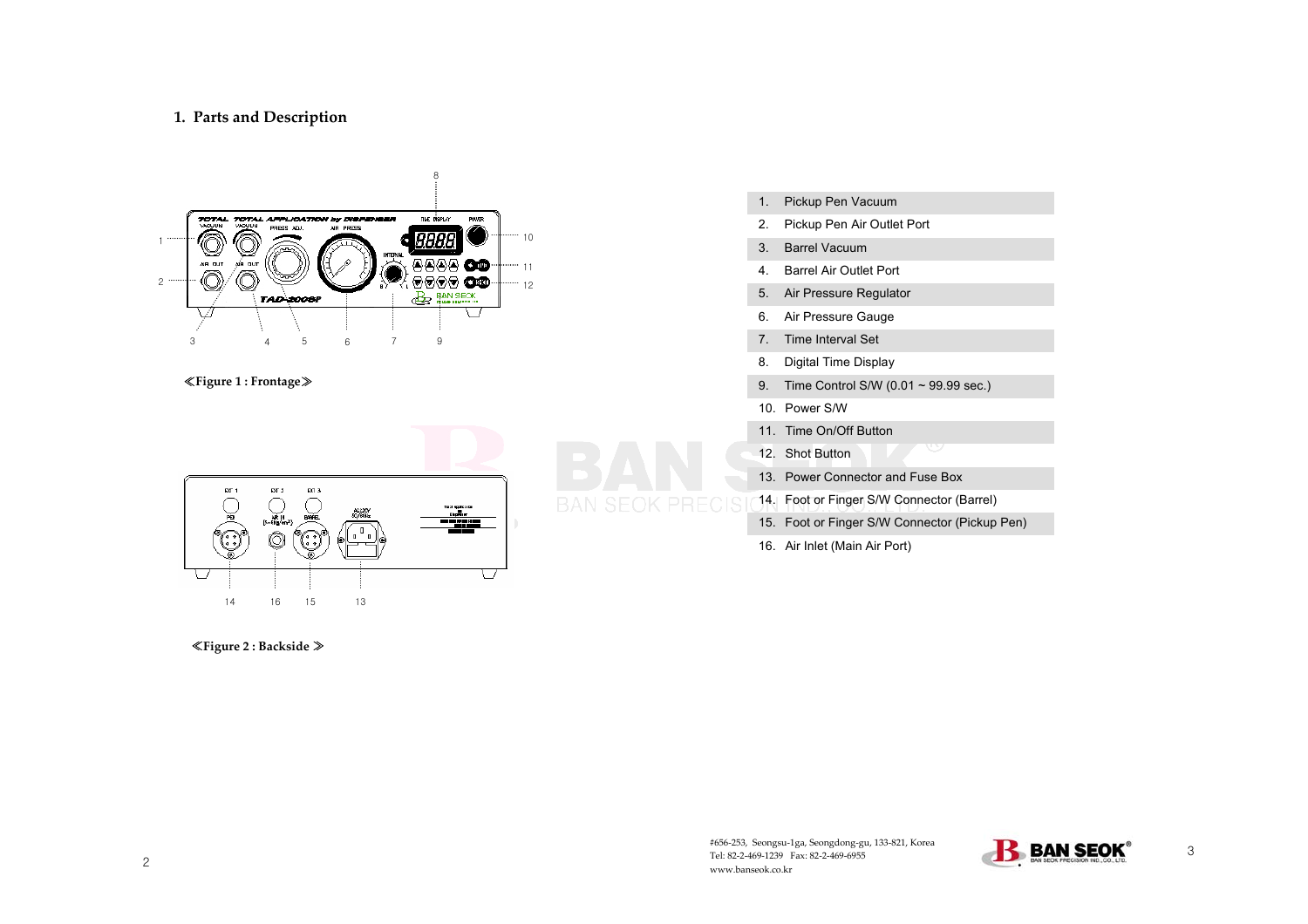## 1. Parts and Description

≪Figure 1 : Frontage≫

≪Figure 2 : Backside ≫

1. Pickup Pen Vacuum
2. Pickup Pen Air Outlet Port
3. Barrel Vacuum
4. Barrel Air Outlet Port
5. Air Pressure Regulator
6. Air Pressure Gauge
7. Time Interval Set
8. Digital Time Display
9. Time Control S/W (0.01 ~ 99.99 sec.)
10. Power S/W
11. Time On/Off Button
12. Shot Button
13. Power Connector and Fuse Box
14. Foot or Finger S/W Connector (Barrel)
15. Foot or Finger S/W Connector (Pickup Pen)
16. Air Inlet (Main Air Port)

#656-253, Seongsu-1ga, Seongdong-gu, 133-821, Korea
Tel: 82-2-469-1239 Fax: 82-2-469-6955
www.banseok.co.kr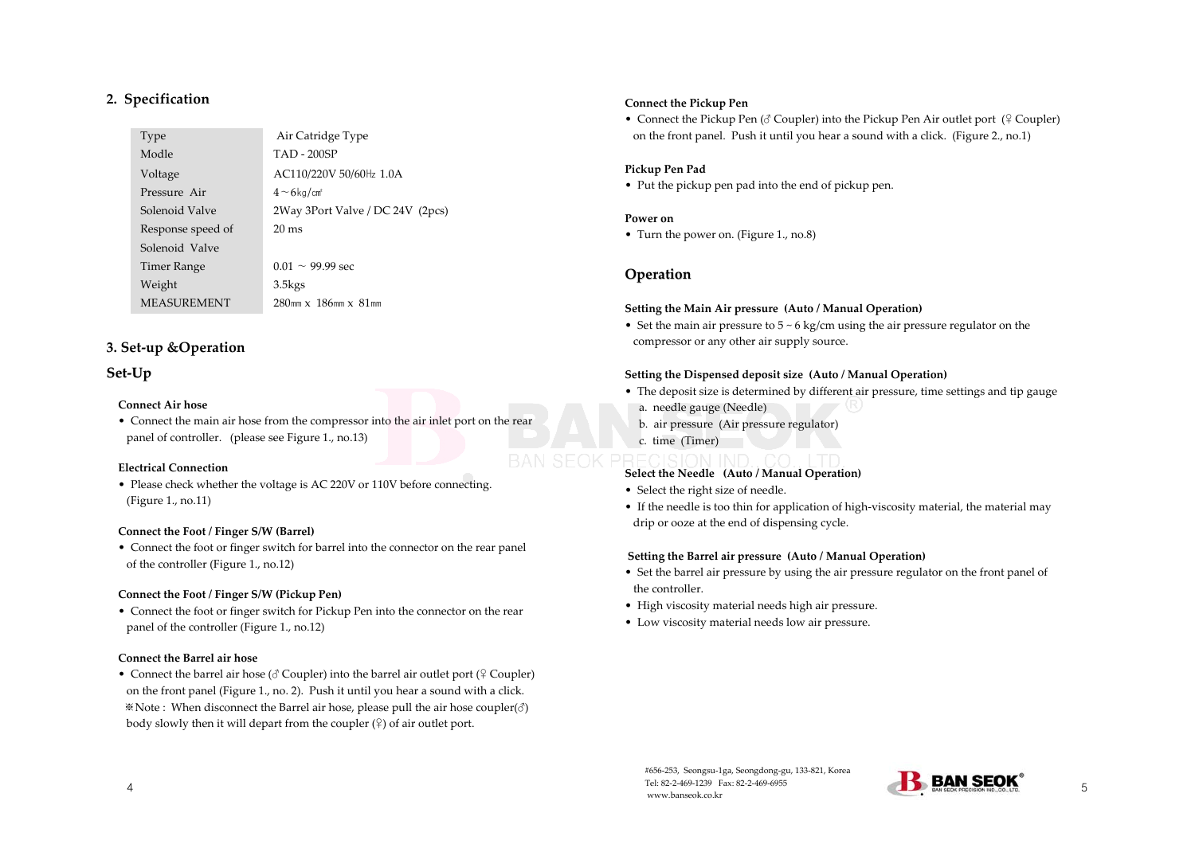## 2. Specification

| Type | Air Catridge Type |
|---|---|
| Modle | TAD - 200SP |
| Voltage | AC110/220V 50/60㎐ 1.0A |
| Pressure Air | 4 ~ 6㎏/㎠ |
| Solenoid Valve | 2Way 3Port Valve / DC 24V (2pcs) |
| Response speed of Solenoid Valve | 20 ms |
| Timer Range | 0.01 ~ 99.99 sec |
| Weight | 3.5kgs |
| MEASUREMENT | 280㎜ x 186㎜ x 81㎜ |

## 3. Set-up &Operation

### Set-Up

**Connect Air hose**

- Connect the main air hose from the compressor into the air inlet port on the rear panel of controller. (please see Figure 1., no.13)

**Electrical Connection**

- Please check whether the voltage is AC 220V or 110V before connecting. (Figure 1., no.11)

**Connect the Foot / Finger S/W (Barrel)**

- Connect the foot or finger switch for barrel into the connector on the rear panel of the controller (Figure 1., no.12)

**Connect the Foot / Finger S/W (Pickup Pen)**

- Connect the foot or finger switch for Pickup Pen into the connector on the rear panel of the controller (Figure 1., no.12)

**Connect the Barrel air hose**

- Connect the barrel air hose (♂ Coupler) into the barrel air outlet port (♀ Coupler) on the front panel (Figure 1., no. 2). Push it until you hear a sound with a click.
  ※Note : When disconnect the Barrel air hose, please pull the air hose coupler(♂) body slowly then it will depart from the coupler (♀) of air outlet port.

**Connect the Pickup Pen**

- Connect the Pickup Pen (♂ Coupler) into the Pickup Pen Air outlet port (♀ Coupler) on the front panel. Push it until you hear a sound with a click. (Figure 2., no.1)

**Pickup Pen Pad**

- Put the pickup pen pad into the end of pickup pen.

**Power on**

- Turn the power on. (Figure 1., no.8)

### Operation

**Setting the Main Air pressure (Auto / Manual Operation)**

- Set the main air pressure to 5 ~ 6 kg/cm using the air pressure regulator on the compressor or any other air supply source.

**Setting the Dispensed deposit size (Auto / Manual Operation)**

- The deposit size is determined by different air pressure, time settings and tip gauge
  a. needle gauge (Needle)
  b. air pressure (Air pressure regulator)
  c. time (Timer)

**Select the Needle (Auto / Manual Operation)**

- Select the right size of needle.
- If the needle is too thin for application of high-viscosity material, the material may drip or ooze at the end of dispensing cycle.

**Setting the Barrel air pressure (Auto / Manual Operation)**

- Set the barrel air pressure by using the air pressure regulator on the front panel of the controller.
- High viscosity material needs high air pressure.
- Low viscosity material needs low air pressure.

#656-253, Seongsu-1ga, Seongdong-gu, 133-821, Korea
Tel: 82-2-469-1239 Fax: 82-2-469-6955
www.banseok.co.kr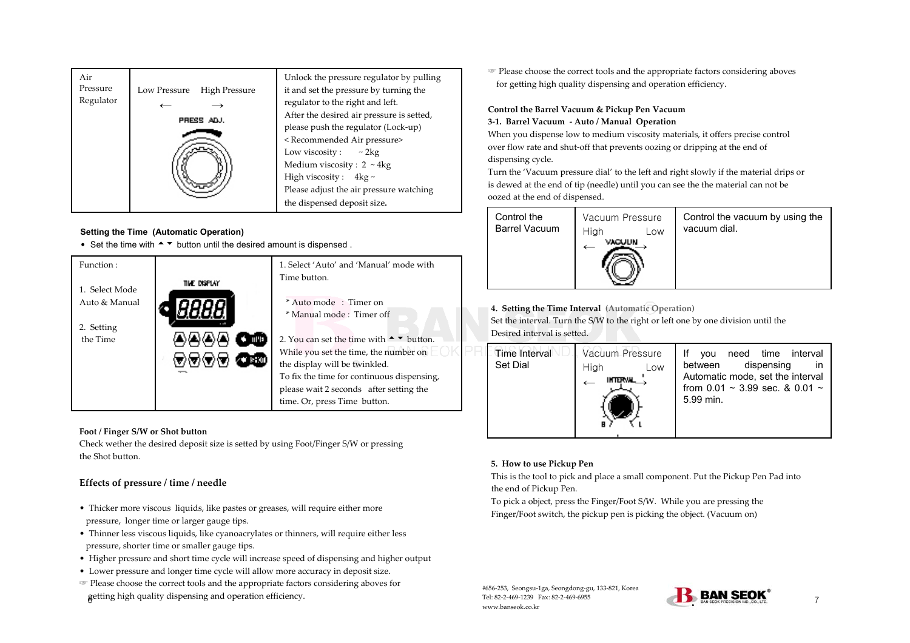| Air Pressure Regulator | Low Pressure High Pressure ← → PRESS ADJ. | Unlock the pressure regulator by pulling it and set the pressure by turning the regulator to the right and left. After the desired air pressure is setted, please push the regulator (Lock-up) < Recommended Air pressure> Low viscosity : ~ 2kg Medium viscosity : 2 ~ 4kg High viscosity : 4kg ~ Please adjust the air pressure watching the dispensed deposit size. |
|---|---|---|

**Setting the Time (Automatic Operation)**

- Set the time with ▲▼ button until the desired amount is dispensed .

| Function : 1. Select Mode Auto & Manual 2. Setting the Time | TIME DISPLAY 8888 | 1. Select 'Auto' and 'Manual' mode with Time button. * Auto mode : Timer on * Manual mode : Timer off 2. You can set the time with ▲▼ button. While you set the time, the number on the display will be twinkled. To fix the time for continuous dispensing, please wait 2 seconds after setting the time. Or, press Time button. |
|---|---|---|

**Foot / Finger S/W or Shot button**

Check wether the desired deposit size is setted by using Foot/Finger S/W or pressing the Shot button.

**Effects of pressure / time / needle**

- Thicker more viscous liquids, like pastes or greases, will require either more pressure, longer time or larger gauge tips.
- Thinner less viscous liquids, like cyanoacrylates or thinners, will require either less pressure, shorter time or smaller gauge tips.
- Higher pressure and short time cycle will increase speed of dispensing and higher output
- Lower pressure and longer time cycle will allow more accuracy in deposit size.

☞ Please choose the correct tools and the appropriate factors considering aboves for getting high quality dispensing and operation efficiency.

☞ Please choose the correct tools and the appropriate factors considering aboves for getting high quality dispensing and operation efficiency.

**Control the Barrel Vacuum & Pickup Pen Vacuum**

**3-1. Barrel Vacuum - Auto / Manual Operation**

When you dispense low to medium viscosity materials, it offers precise control over flow rate and shut-off that prevents oozing or dripping at the end of dispensing cycle.

Turn the 'Vacuum pressure dial' to the left and right slowly if the material drips or is dewed at the end of tip (needle) until you can see the the material can not be oozed at the end of dispensed.

| Control the Barrel Vacuum | Vacuum Pressure High Low ← VACUUM → | Control the vacuum by using the vacuum dial. |
|---|---|---|

**4. Setting the Time Interval (Automatic Operation)**

Set the interval. Turn the S/W to the right or left one by one division until the Desired interval is setted.

| Time Interval Set Dial | Vacuum Pressure High Low ← INTERVAL → | If you need time interval between dispensing in Automatic mode, set the interval from 0.01 ~ 3.99 sec. & 0.01 ~ 5.99 min. |
|---|---|---|

**5. How to use Pickup Pen**

This is the tool to pick and place a small component. Put the Pickup Pen Pad into the end of Pickup Pen.

To pick a object, press the Finger/Foot S/W. While you are pressing the Finger/Foot switch, the pickup pen is picking the object. (Vacuum on)

#656-253, Seongsu-1ga, Seongdong-gu, 133-821, Korea
Tel: 82-2-469-1239 Fax: 82-2-469-6955
www.banseok.co.kr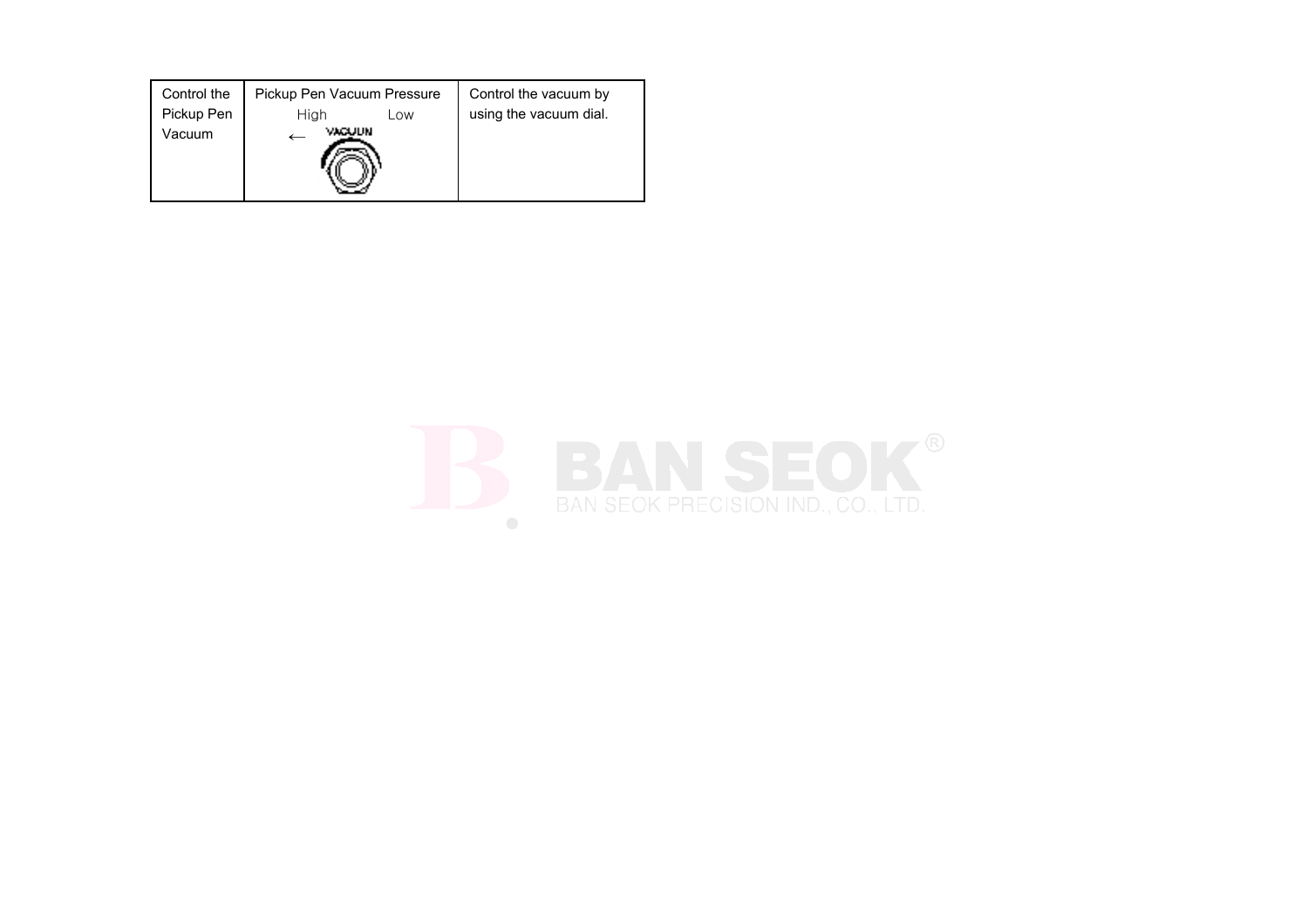| | | |
|---|---|---|
| Control the Pickup Pen Vacuum | Pickup Pen Vacuum Pressure<br>High Low<br>← VACUUN | Control the vacuum by using the vacuum dial. |